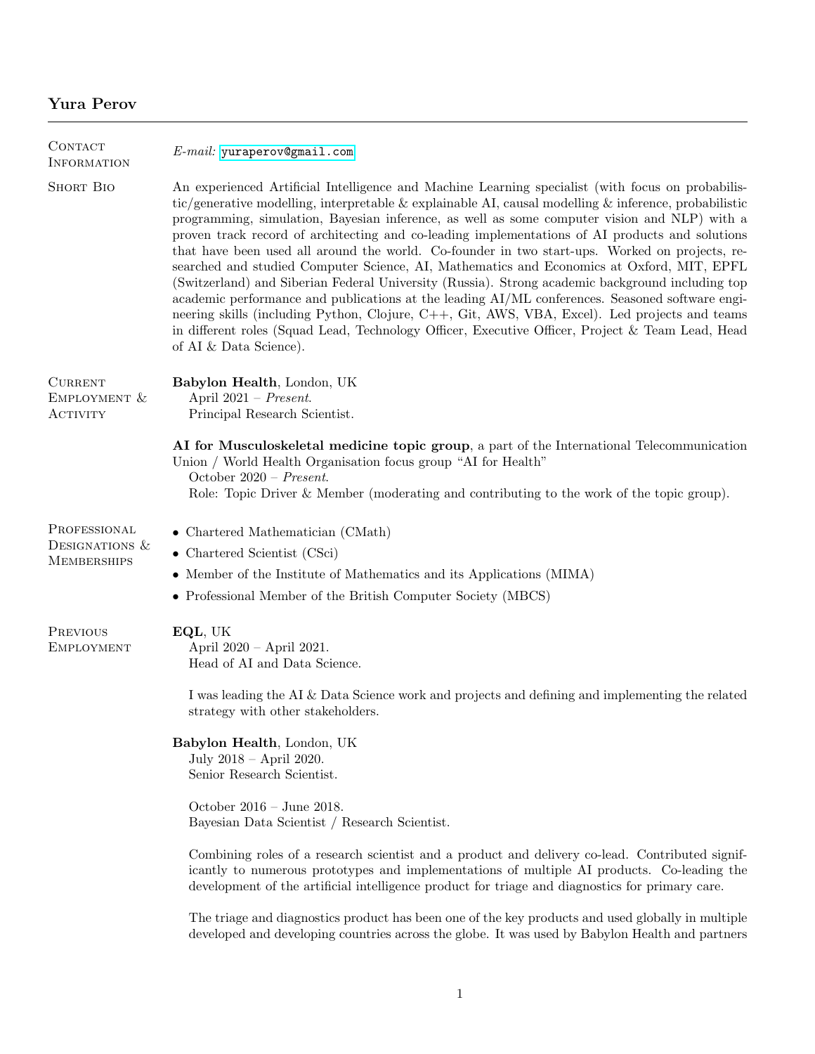# Yura Perov

## Contact Information

*E-mail:* yuraperov@gmail.com

## Short Bio

An experienced Artificial Intelligence and Machine Learning specialist (with focus on probabilistic/generative modelling, interpretable & explainable AI, causal modelling & inference, probabilistic programming, simulation, Bayesian inference, as well as some computer vision and NLP) with a proven track record of architecting and co-leading implementations of AI products and solutions that have been used all around the world. Co-founder in two start-ups. Worked on projects, researched and studied Computer Science, AI, Mathematics and Economics at Oxford, MIT, EPFL (Switzerland) and Siberian Federal University (Russia). Strong academic background including top academic performance and publications at the leading AI/ML conferences. Seasoned software engineering skills (including Python, Clojure, C++, Git, AWS, VBA, Excel). Led projects and teams in different roles (Squad Lead, Technology Officer, Executive Officer, Project & Team Lead, Head of AI & Data Science).

## Current Employment & Activity

**Babylon Health**, London, UK
April 2021 – *Present*.
Principal Research Scientist.

**AI for Musculoskeletal medicine topic group**, a part of the International Telecommunication Union / World Health Organisation focus group "AI for Health"
October 2020 – *Present*.
Role: Topic Driver & Member (moderating and contributing to the work of the topic group).

## Professional Designations & Memberships

- Chartered Mathematician (CMath)
- Chartered Scientist (CSci)
- Member of the Institute of Mathematics and its Applications (MIMA)
- Professional Member of the British Computer Society (MBCS)

## Previous Employment

**EQL**, UK
April 2020 – April 2021.
Head of AI and Data Science.

I was leading the AI & Data Science work and projects and defining and implementing the related strategy with other stakeholders.

**Babylon Health**, London, UK
July 2018 – April 2020.
Senior Research Scientist.

October 2016 – June 2018.
Bayesian Data Scientist / Research Scientist.

Combining roles of a research scientist and a product and delivery co-lead. Contributed significantly to numerous prototypes and implementations of multiple AI products. Co-leading the development of the artificial intelligence product for triage and diagnostics for primary care.

The triage and diagnostics product has been one of the key products and used globally in multiple developed and developing countries across the globe. It was used by Babylon Health and partners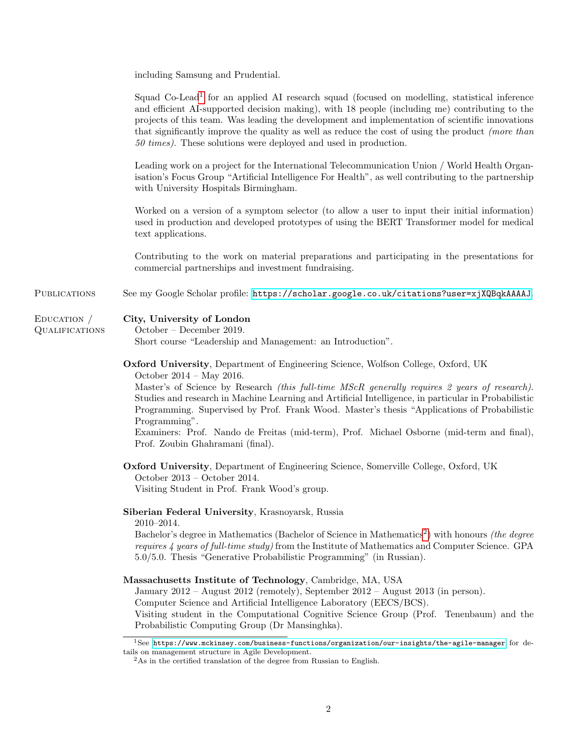including Samsung and Prudential.

Squad Co-Lead[1] for an applied AI research squad (focused on modelling, statistical inference and efficient AI-supported decision making), with 18 people (including me) contributing to the projects of this team. Was leading the development and implementation of scientific innovations that significantly improve the quality as well as reduce the cost of using the product *(more than 50 times)*. These solutions were deployed and used in production.

Leading work on a project for the International Telecommunication Union / World Health Organisation's Focus Group "Artificial Intelligence For Health", as well contributing to the partnership with University Hospitals Birmingham.

Worked on a version of a symptom selector (to allow a user to input their initial information) used in production and developed prototypes of using the BERT Transformer model for medical text applications.

Contributing to the work on material preparations and participating in the presentations for commercial partnerships and investment fundraising.

## Publications

See my Google Scholar profile: https://scholar.google.co.uk/citations?user=xjXQBqkAAAAJ.

## Education / Qualifications

**City, University of London**
October – December 2019.
Short course "Leadership and Management: an Introduction".

**Oxford University**, Department of Engineering Science, Wolfson College, Oxford, UK
October 2014 – May 2016.
Master's of Science by Research *(this full-time MScR generally requires 2 years of research)*. Studies and research in Machine Learning and Artificial Intelligence, in particular in Probabilistic Programming. Supervised by Prof. Frank Wood. Master's thesis "Applications of Probabilistic Programming".
Examiners: Prof. Nando de Freitas (mid-term), Prof. Michael Osborne (mid-term and final), Prof. Zoubin Ghahramani (final).

**Oxford University**, Department of Engineering Science, Somerville College, Oxford, UK
October 2013 – October 2014.
Visiting Student in Prof. Frank Wood's group.

**Siberian Federal University**, Krasnoyarsk, Russia
2010–2014.
Bachelor's degree in Mathematics (Bachelor of Science in Mathematics[2]) with honours *(the degree requires 4 years of full-time study)* from the Institute of Mathematics and Computer Science. GPA 5.0/5.0. Thesis "Generative Probabilistic Programming" (in Russian).

**Massachusetts Institute of Technology**, Cambridge, MA, USA
January 2012 – August 2012 (remotely), September 2012 – August 2013 (in person).
Computer Science and Artificial Intelligence Laboratory (EECS/BCS).
Visiting student in the Computational Cognitive Science Group (Prof. Tenenbaum) and the Probabilistic Computing Group (Dr Mansinghka).

---

[1] See https://www.mckinsey.com/business-functions/organization/our-insights/the-agile-manager for details on management structure in Agile Development.

[2] As in the certified translation of the degree from Russian to English.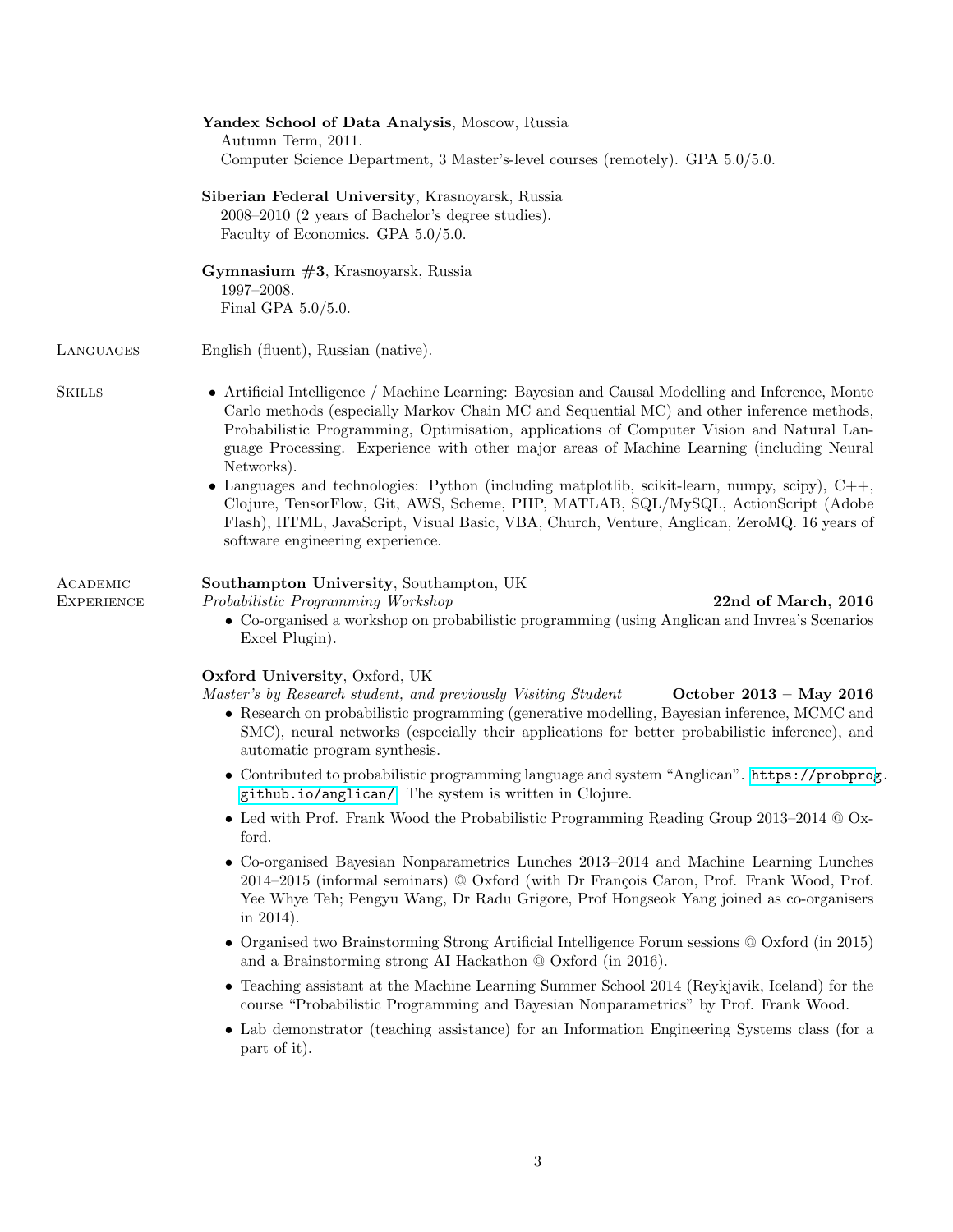**Yandex School of Data Analysis**, Moscow, Russia
Autumn Term, 2011.
Computer Science Department, 3 Master's-level courses (remotely). GPA 5.0/5.0.

**Siberian Federal University**, Krasnoyarsk, Russia
2008–2010 (2 years of Bachelor's degree studies).
Faculty of Economics. GPA 5.0/5.0.

**Gymnasium #3**, Krasnoyarsk, Russia
1997–2008.
Final GPA 5.0/5.0.

## Languages

English (fluent), Russian (native).

## Skills

- Artificial Intelligence / Machine Learning: Bayesian and Causal Modelling and Inference, Monte Carlo methods (especially Markov Chain MC and Sequential MC) and other inference methods, Probabilistic Programming, Optimisation, applications of Computer Vision and Natural Language Processing. Experience with other major areas of Machine Learning (including Neural Networks).
- Languages and technologies: Python (including matplotlib, scikit-learn, numpy, scipy), C++, Clojure, TensorFlow, Git, AWS, Scheme, PHP, MATLAB, SQL/MySQL, ActionScript (Adobe Flash), HTML, JavaScript, Visual Basic, VBA, Church, Venture, Anglican, ZeroMQ. 16 years of software engineering experience.

## Academic Experience

**Southampton University**, Southampton, UK
*Probabilistic Programming Workshop* **22nd of March, 2016**

- Co-organised a workshop on probabilistic programming (using Anglican and Invrea's Scenarios Excel Plugin).

**Oxford University**, Oxford, UK
*Master's by Research student, and previously Visiting Student* **October 2013 – May 2016**

- Research on probabilistic programming (generative modelling, Bayesian inference, MCMC and SMC), neural networks (especially their applications for better probabilistic inference), and automatic program synthesis.
- Contributed to probabilistic programming language and system "Anglican". https://probprog.github.io/anglican/ The system is written in Clojure.
- Led with Prof. Frank Wood the Probabilistic Programming Reading Group 2013–2014 @ Oxford.
- Co-organised Bayesian Nonparametrics Lunches 2013–2014 and Machine Learning Lunches 2014–2015 (informal seminars) @ Oxford (with Dr François Caron, Prof. Frank Wood, Prof. Yee Whye Teh; Pengyu Wang, Dr Radu Grigore, Prof Hongseok Yang joined as co-organisers in 2014).
- Organised two Brainstorming Strong Artificial Intelligence Forum sessions @ Oxford (in 2015) and a Brainstorming strong AI Hackathon @ Oxford (in 2016).
- Teaching assistant at the Machine Learning Summer School 2014 (Reykjavik, Iceland) for the course "Probabilistic Programming and Bayesian Nonparametrics" by Prof. Frank Wood.
- Lab demonstrator (teaching assistance) for an Information Engineering Systems class (for a part of it).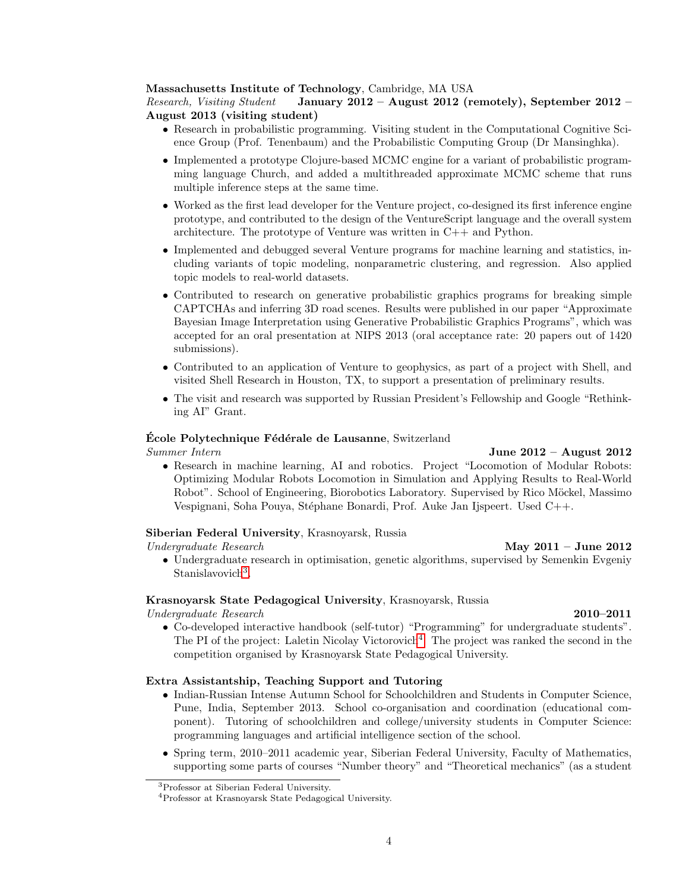**Massachusetts Institute of Technology**, Cambridge, MA USA
*Research, Visiting Student* **January 2012 – August 2012 (remotely), September 2012 – August 2013 (visiting student)**

- Research in probabilistic programming. Visiting student in the Computational Cognitive Science Group (Prof. Tenenbaum) and the Probabilistic Computing Group (Dr Mansinghka).
- Implemented a prototype Clojure-based MCMC engine for a variant of probabilistic programming language Church, and added a multithreaded approximate MCMC scheme that runs multiple inference steps at the same time.
- Worked as the first lead developer for the Venture project, co-designed its first inference engine prototype, and contributed to the design of the VentureScript language and the overall system architecture. The prototype of Venture was written in C++ and Python.
- Implemented and debugged several Venture programs for machine learning and statistics, including variants of topic modeling, nonparametric clustering, and regression. Also applied topic models to real-world datasets.
- Contributed to research on generative probabilistic graphics programs for breaking simple CAPTCHAs and inferring 3D road scenes. Results were published in our paper "Approximate Bayesian Image Interpretation using Generative Probabilistic Graphics Programs", which was accepted for an oral presentation at NIPS 2013 (oral acceptance rate: 20 papers out of 1420 submissions).
- Contributed to an application of Venture to geophysics, as part of a project with Shell, and visited Shell Research in Houston, TX, to support a presentation of preliminary results.
- The visit and research was supported by Russian President's Fellowship and Google "Rethinking AI" Grant.

**École Polytechnique Fédérale de Lausanne**, Switzerland
*Summer Intern* **June 2012 – August 2012**

- Research in machine learning, AI and robotics. Project "Locomotion of Modular Robots: Optimizing Modular Robots Locomotion in Simulation and Applying Results to Real-World Robot". School of Engineering, Biorobotics Laboratory. Supervised by Rico Möckel, Massimo Vespignani, Soha Pouya, Stéphane Bonardi, Prof. Auke Jan Ijspeert. Used C++.

**Siberian Federal University**, Krasnoyarsk, Russia
*Undergraduate Research* **May 2011 – June 2012**

- Undergraduate research in optimisation, genetic algorithms, supervised by Semenkin Evgeniy Stanislavovich[3].

**Krasnoyarsk State Pedagogical University**, Krasnoyarsk, Russia
*Undergraduate Research* **2010–2011**

- Co-developed interactive handbook (self-tutor) "Programming" for undergraduate students". The PI of the project: Laletin Nicolay Victorovich[4]. The project was ranked the second in the competition organised by Krasnoyarsk State Pedagogical University.

**Extra Assistantship, Teaching Support and Tutoring**

- Indian-Russian Intense Autumn School for Schoolchildren and Students in Computer Science, Pune, India, September 2013. School co-organisation and coordination (educational component). Tutoring of schoolchildren and college/university students in Computer Science: programming languages and artificial intelligence section of the school.
- Spring term, 2010–2011 academic year, Siberian Federal University, Faculty of Mathematics, supporting some parts of courses "Number theory" and "Theoretical mechanics" (as a student

[3] Professor at Siberian Federal University.
[4] Professor at Krasnoyarsk State Pedagogical University.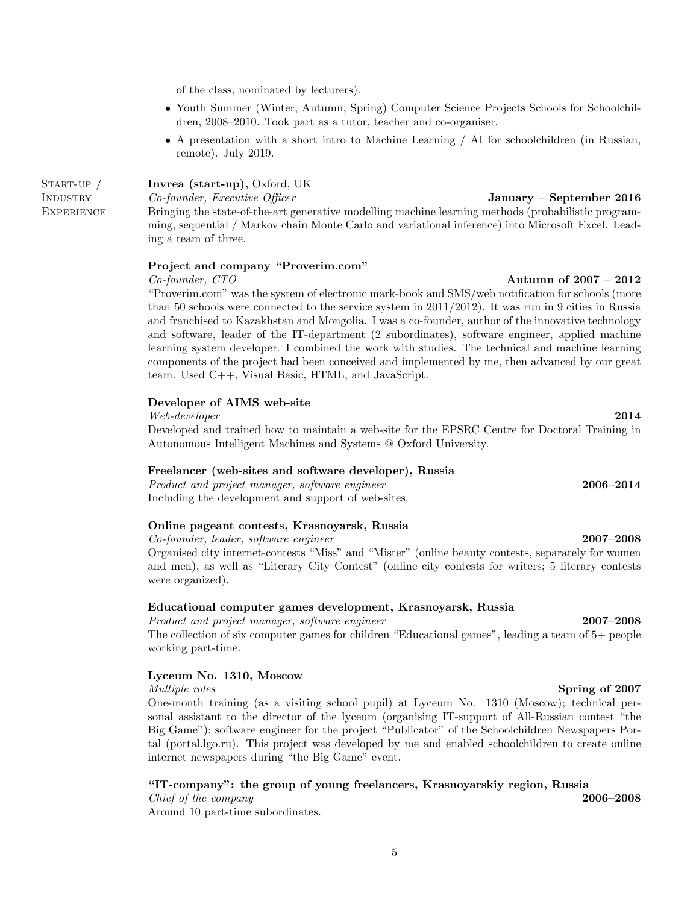of the class, nominated by lecturers).

- Youth Summer (Winter, Autumn, Spring) Computer Science Projects Schools for Schoolchildren, 2008–2010. Took part as a tutor, teacher and co-organiser.
- A presentation with a short intro to Machine Learning / AI for schoolchildren (in Russian, remote). July 2019.

## Start-up / Industry Experience

**Invrea (start-up),** Oxford, UK
*Co-founder, Executive Officer* — **January – September 2016**
Bringing the state-of-the-art generative modelling machine learning methods (probabilistic programming, sequential / Markov chain Monte Carlo and variational inference) into Microsoft Excel. Leading a team of three.

**Project and company "Proverim.com"**
*Co-founder, CTO* — **Autumn of 2007 – 2012**
"Proverim.com" was the system of electronic mark-book and SMS/web notification for schools (more than 50 schools were connected to the service system in 2011/2012). It was run in 9 cities in Russia and franchised to Kazakhstan and Mongolia. I was a co-founder, author of the innovative technology and software, leader of the IT-department (2 subordinates), software engineer, applied machine learning system developer. I combined the work with studies. The technical and machine learning components of the project had been conceived and implemented by me, then advanced by our great team. Used C++, Visual Basic, HTML, and JavaScript.

**Developer of AIMS web-site**
*Web-developer* — **2014**
Developed and trained how to maintain a web-site for the EPSRC Centre for Doctoral Training in Autonomous Intelligent Machines and Systems @ Oxford University.

**Freelancer (web-sites and software developer), Russia**
*Product and project manager, software engineer* — **2006–2014**
Including the development and support of web-sites.

**Online pageant contests, Krasnoyarsk, Russia**
*Co-founder, leader, software engineer* — **2007–2008**
Organised city internet-contests "Miss" and "Mister" (online beauty contests, separately for women and men), as well as "Literary City Contest" (online city contests for writers; 5 literary contests were organized).

**Educational computer games development, Krasnoyarsk, Russia**
*Product and project manager, software engineer* — **2007–2008**
The collection of six computer games for children "Educational games", leading a team of 5+ people working part-time.

**Lyceum No. 1310, Moscow**
*Multiple roles* — **Spring of 2007**
One-month training (as a visiting school pupil) at Lyceum No. 1310 (Moscow); technical personal assistant to the director of the lyceum (organising IT-support of All-Russian contest "the Big Game"); software engineer for the project "Publicator" of the Schoolchildren Newspapers Portal (portal.lgo.ru). This project was developed by me and enabled schoolchildren to create online internet newspapers during "the Big Game" event.

**"IT-company": the group of young freelancers, Krasnoyarskiy region, Russia**
*Chief of the company* — **2006–2008**
Around 10 part-time subordinates.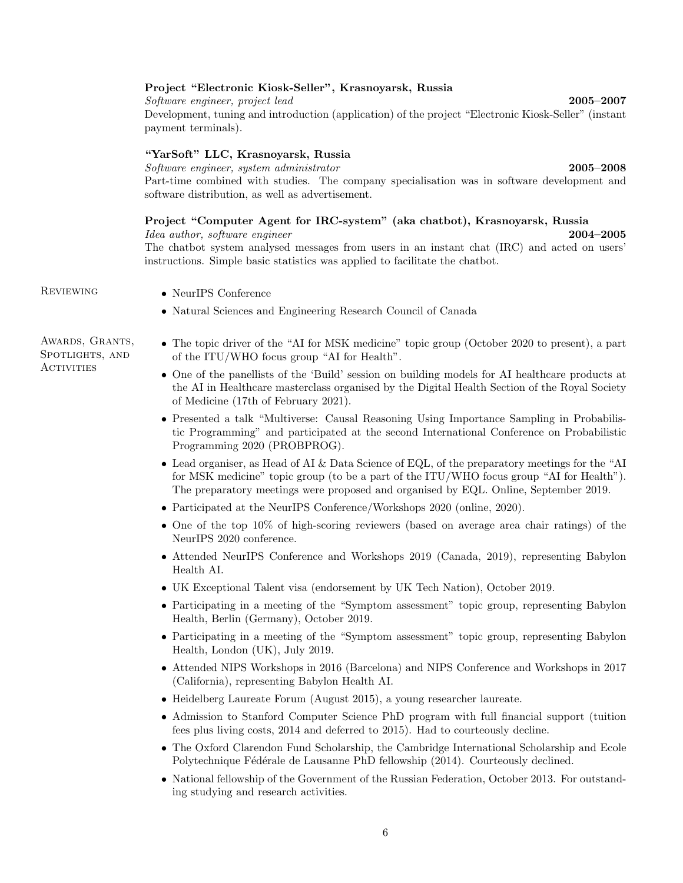**Project "Electronic Kiosk-Seller", Krasnoyarsk, Russia**
*Software engineer, project lead* **2005–2007**
Development, tuning and introduction (application) of the project "Electronic Kiosk-Seller" (instant payment terminals).

**"YarSoft" LLC, Krasnoyarsk, Russia**
*Software engineer, system administrator* **2005–2008**
Part-time combined with studies. The company specialisation was in software development and software distribution, as well as advertisement.

**Project "Computer Agent for IRC-system" (aka chatbot), Krasnoyarsk, Russia**
*Idea author, software engineer* **2004–2005**
The chatbot system analysed messages from users in an instant chat (IRC) and acted on users' instructions. Simple basic statistics was applied to facilitate the chatbot.

## Reviewing

- NeurIPS Conference
- Natural Sciences and Engineering Research Council of Canada

## Awards, Grants, Spotlights, and Activities

- The topic driver of the "AI for MSK medicine" topic group (October 2020 to present), a part of the ITU/WHO focus group "AI for Health".
- One of the panellists of the 'Build' session on building models for AI healthcare products at the AI in Healthcare masterclass organised by the Digital Health Section of the Royal Society of Medicine (17th of February 2021).
- Presented a talk "Multiverse: Causal Reasoning Using Importance Sampling in Probabilistic Programming" and participated at the second International Conference on Probabilistic Programming 2020 (PROBPROG).
- Lead organiser, as Head of AI & Data Science of EQL, of the preparatory meetings for the "AI for MSK medicine" topic group (to be a part of the ITU/WHO focus group "AI for Health"). The preparatory meetings were proposed and organised by EQL. Online, September 2019.
- Participated at the NeurIPS Conference/Workshops 2020 (online, 2020).
- One of the top 10% of high-scoring reviewers (based on average area chair ratings) of the NeurIPS 2020 conference.
- Attended NeurIPS Conference and Workshops 2019 (Canada, 2019), representing Babylon Health AI.
- UK Exceptional Talent visa (endorsement by UK Tech Nation), October 2019.
- Participating in a meeting of the "Symptom assessment" topic group, representing Babylon Health, Berlin (Germany), October 2019.
- Participating in a meeting of the "Symptom assessment" topic group, representing Babylon Health, London (UK), July 2019.
- Attended NIPS Workshops in 2016 (Barcelona) and NIPS Conference and Workshops in 2017 (California), representing Babylon Health AI.
- Heidelberg Laureate Forum (August 2015), a young researcher laureate.
- Admission to Stanford Computer Science PhD program with full financial support (tuition fees plus living costs, 2014 and deferred to 2015). Had to courteously decline.
- The Oxford Clarendon Fund Scholarship, the Cambridge International Scholarship and Ecole Polytechnique Fédérale de Lausanne PhD fellowship (2014). Courteously declined.
- National fellowship of the Government of the Russian Federation, October 2013. For outstanding studying and research activities.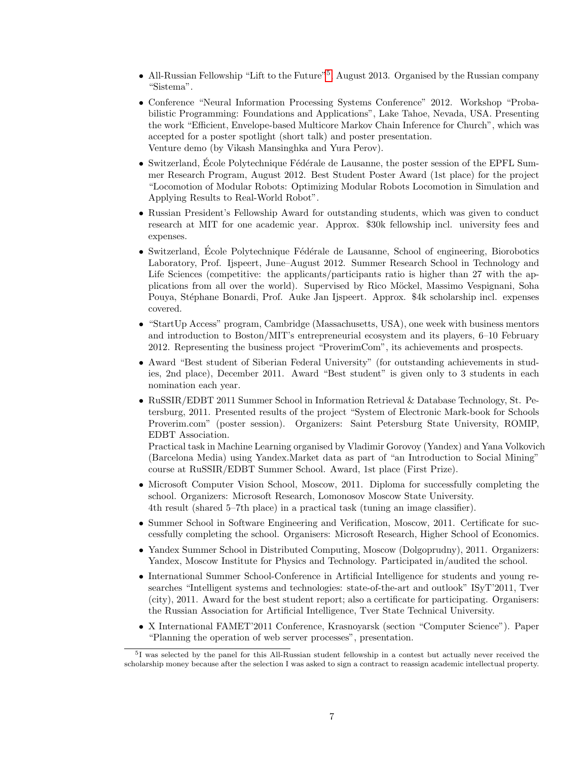- All-Russian Fellowship "Lift to the Future"[5], August 2013. Organised by the Russian company "Sistema".
- Conference "Neural Information Processing Systems Conference" 2012. Workshop "Probabilistic Programming: Foundations and Applications", Lake Tahoe, Nevada, USA. Presenting the work "Efficient, Envelope-based Multicore Markov Chain Inference for Church", which was accepted for a poster spotlight (short talk) and poster presentation.
  Venture demo (by Vikash Mansinghka and Yura Perov).
- Switzerland, École Polytechnique Fédérale de Lausanne, the poster session of the EPFL Summer Research Program, August 2012. Best Student Poster Award (1st place) for the project "Locomotion of Modular Robots: Optimizing Modular Robots Locomotion in Simulation and Applying Results to Real-World Robot".
- Russian President's Fellowship Award for outstanding students, which was given to conduct research at MIT for one academic year. Approx. $30k fellowship incl. university fees and expenses.
- Switzerland, École Polytechnique Fédérale de Lausanne, School of engineering, Biorobotics Laboratory, Prof. Ijspeert, June–August 2012. Summer Research School in Technology and Life Sciences (competitive: the applicants/participants ratio is higher than 27 with the applications from all over the world). Supervised by Rico Möckel, Massimo Vespignani, Soha Pouya, Stéphane Bonardi, Prof. Auke Jan Ijspeert. Approx. $4k scholarship incl. expenses covered.
- "StartUp Access" program, Cambridge (Massachusetts, USA), one week with business mentors and introduction to Boston/MIT's entrepreneurial ecosystem and its players, 6–10 February 2012. Representing the business project "ProverimCom", its achievements and prospects.
- Award "Best student of Siberian Federal University" (for outstanding achievements in studies, 2nd place), December 2011. Award "Best student" is given only to 3 students in each nomination each year.
- RuSSIR/EDBT 2011 Summer School in Information Retrieval & Database Technology, St. Petersburg, 2011. Presented results of the project "System of Electronic Mark-book for Schools Proverim.com" (poster session). Organizers: Saint Petersburg State University, ROMIP, EDBT Association.
  Practical task in Machine Learning organised by Vladimir Gorovoy (Yandex) and Yana Volkovich (Barcelona Media) using Yandex.Market data as part of "an Introduction to Social Mining" course at RuSSIR/EDBT Summer School. Award, 1st place (First Prize).
- Microsoft Computer Vision School, Moscow, 2011. Diploma for successfully completing the school. Organizers: Microsoft Research, Lomonosov Moscow State University.
  4th result (shared 5–7th place) in a practical task (tuning an image classifier).
- Summer School in Software Engineering and Verification, Moscow, 2011. Certificate for successfully completing the school. Organisers: Microsoft Research, Higher School of Economics.
- Yandex Summer School in Distributed Computing, Moscow (Dolgoprudny), 2011. Organizers: Yandex, Moscow Institute for Physics and Technology. Participated in/audited the school.
- International Summer School-Conference in Artificial Intelligence for students and young researches "Intelligent systems and technologies: state-of-the-art and outlook" ISyT'2011, Tver (city), 2011. Award for the best student report; also a certificate for participating. Organisers: the Russian Association for Artificial Intelligence, Tver State Technical University.
- X International FAMET'2011 Conference, Krasnoyarsk (section "Computer Science"). Paper "Planning the operation of web server processes", presentation.

[5] I was selected by the panel for this All-Russian student fellowship in a contest but actually never received the scholarship money because after the selection I was asked to sign a contract to reassign academic intellectual property.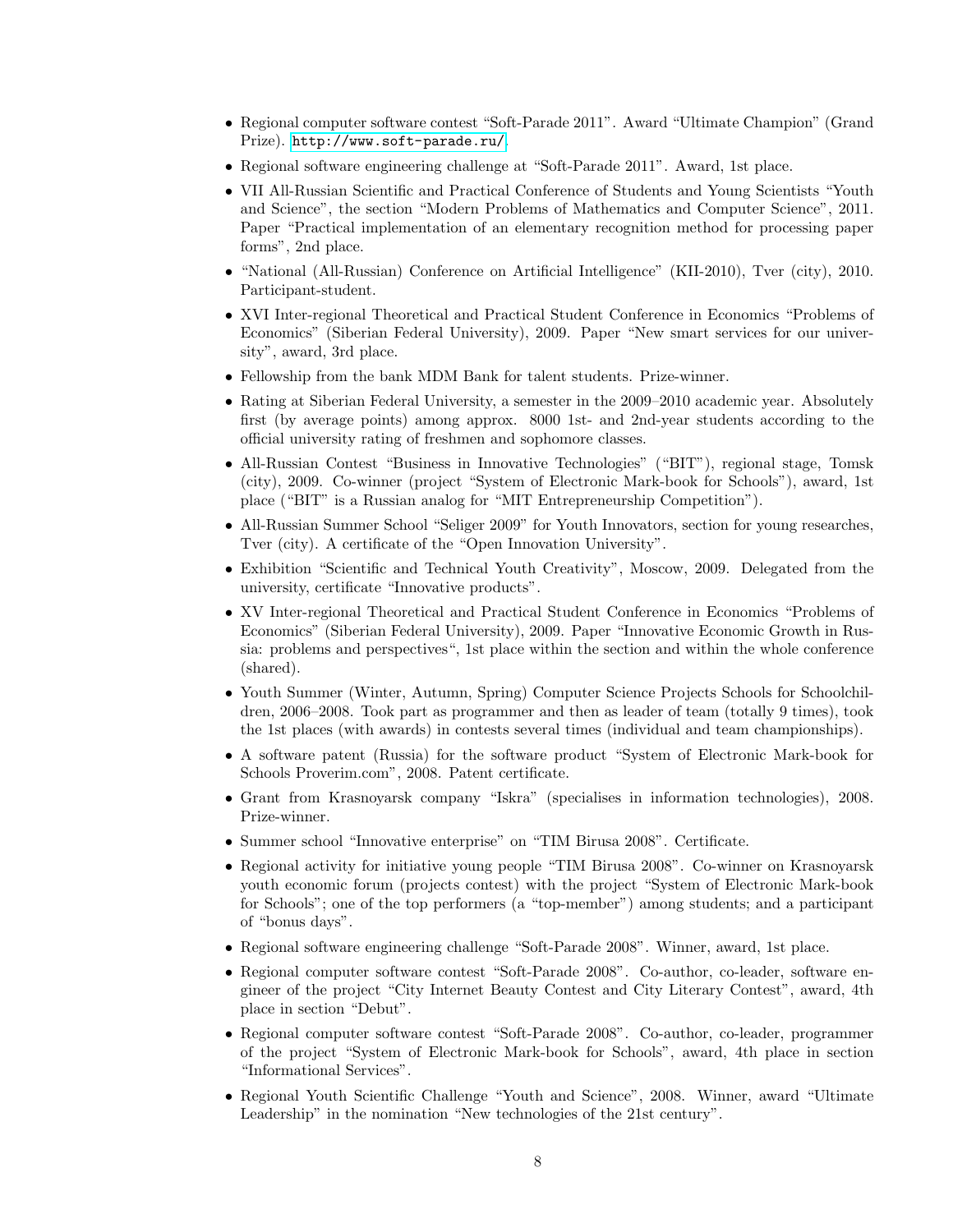- Regional computer software contest “Soft-Parade 2011”. Award “Ultimate Champion” (Grand Prize). http://www.soft-parade.ru/.
- Regional software engineering challenge at “Soft-Parade 2011”. Award, 1st place.
- VII All-Russian Scientific and Practical Conference of Students and Young Scientists “Youth and Science”, the section “Modern Problems of Mathematics and Computer Science”, 2011. Paper “Practical implementation of an elementary recognition method for processing paper forms”, 2nd place.
- “National (All-Russian) Conference on Artificial Intelligence” (KII-2010), Tver (city), 2010. Participant-student.
- XVI Inter-regional Theoretical and Practical Student Conference in Economics “Problems of Economics” (Siberian Federal University), 2009. Paper “New smart services for our university”, award, 3rd place.
- Fellowship from the bank MDM Bank for talent students. Prize-winner.
- Rating at Siberian Federal University, a semester in the 2009–2010 academic year. Absolutely first (by average points) among approx. 8000 1st- and 2nd-year students according to the official university rating of freshmen and sophomore classes.
- All-Russian Contest “Business in Innovative Technologies” (“BIT”), regional stage, Tomsk (city), 2009. Co-winner (project “System of Electronic Mark-book for Schools”), award, 1st place (“BIT” is a Russian analog for “MIT Entrepreneurship Competition”).
- All-Russian Summer School “Seliger 2009” for Youth Innovators, section for young researches, Tver (city). A certificate of the “Open Innovation University”.
- Exhibition “Scientific and Technical Youth Creativity”, Moscow, 2009. Delegated from the university, certificate “Innovative products”.
- XV Inter-regional Theoretical and Practical Student Conference in Economics “Problems of Economics” (Siberian Federal University), 2009. Paper “Innovative Economic Growth in Russia: problems and perspectives“, 1st place within the section and within the whole conference (shared).
- Youth Summer (Winter, Autumn, Spring) Computer Science Projects Schools for Schoolchildren, 2006–2008. Took part as programmer and then as leader of team (totally 9 times), took the 1st places (with awards) in contests several times (individual and team championships).
- A software patent (Russia) for the software product “System of Electronic Mark-book for Schools Proverim.com”, 2008. Patent certificate.
- Grant from Krasnoyarsk company “Iskra” (specialises in information technologies), 2008. Prize-winner.
- Summer school “Innovative enterprise” on “TIM Birusa 2008”. Certificate.
- Regional activity for initiative young people “TIM Birusa 2008”. Co-winner on Krasnoyarsk youth economic forum (projects contest) with the project “System of Electronic Mark-book for Schools”; one of the top performers (a “top-member”) among students; and a participant of “bonus days”.
- Regional software engineering challenge “Soft-Parade 2008”. Winner, award, 1st place.
- Regional computer software contest “Soft-Parade 2008”. Co-author, co-leader, software engineer of the project “City Internet Beauty Contest and City Literary Contest”, award, 4th place in section “Debut”.
- Regional computer software contest “Soft-Parade 2008”. Co-author, co-leader, programmer of the project “System of Electronic Mark-book for Schools”, award, 4th place in section “Informational Services”.
- Regional Youth Scientific Challenge “Youth and Science”, 2008. Winner, award “Ultimate Leadership” in the nomination “New technologies of the 21st century”.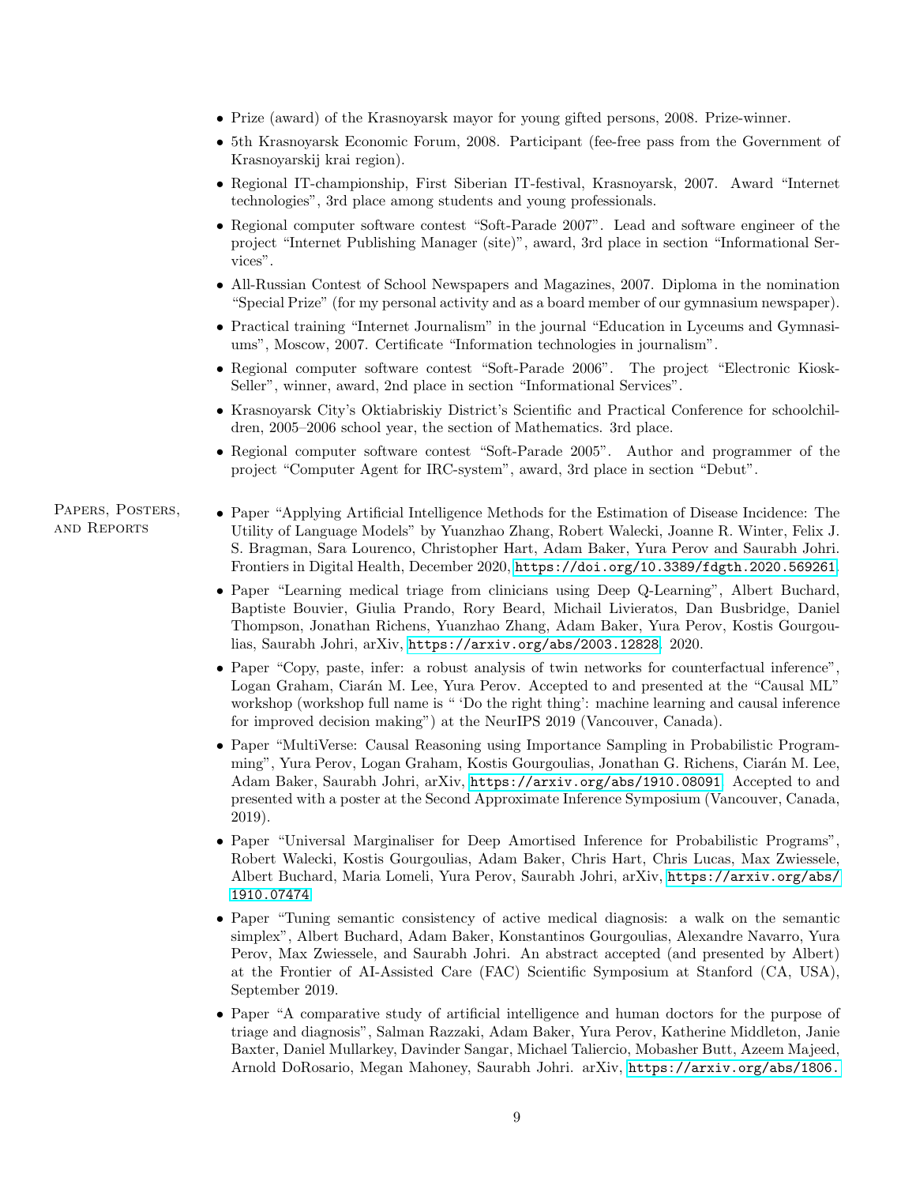- Prize (award) of the Krasnoyarsk mayor for young gifted persons, 2008. Prize-winner.
- 5th Krasnoyarsk Economic Forum, 2008. Participant (fee-free pass from the Government of Krasnoyarskij krai region).
- Regional IT-championship, First Siberian IT-festival, Krasnoyarsk, 2007. Award "Internet technologies", 3rd place among students and young professionals.
- Regional computer software contest "Soft-Parade 2007". Lead and software engineer of the project "Internet Publishing Manager (site)", award, 3rd place in section "Informational Services".
- All-Russian Contest of School Newspapers and Magazines, 2007. Diploma in the nomination "Special Prize" (for my personal activity and as a board member of our gymnasium newspaper).
- Practical training "Internet Journalism" in the journal "Education in Lyceums and Gymnasiums", Moscow, 2007. Certificate "Information technologies in journalism".
- Regional computer software contest "Soft-Parade 2006". The project "Electronic Kiosk-Seller", winner, award, 2nd place in section "Informational Services".
- Krasnoyarsk City's Oktiabriskiy District's Scientific and Practical Conference for schoolchildren, 2005–2006 school year, the section of Mathematics. 3rd place.
- Regional computer software contest "Soft-Parade 2005". Author and programmer of the project "Computer Agent for IRC-system", award, 3rd place in section "Debut".

## Papers, Posters, and Reports

- Paper "Applying Artificial Intelligence Methods for the Estimation of Disease Incidence: The Utility of Language Models" by Yuanzhao Zhang, Robert Walecki, Joanne R. Winter, Felix J. S. Bragman, Sara Lourenco, Christopher Hart, Adam Baker, Yura Perov and Saurabh Johri. Frontiers in Digital Health, December 2020, https://doi.org/10.3389/fdgth.2020.569261.
- Paper "Learning medical triage from clinicians using Deep Q-Learning", Albert Buchard, Baptiste Bouvier, Giulia Prando, Rory Beard, Michail Livieratos, Dan Busbridge, Daniel Thompson, Jonathan Richens, Yuanzhao Zhang, Adam Baker, Yura Perov, Kostis Gourgoulias, Saurabh Johri, arXiv, https://arxiv.org/abs/2003.12828, 2020.
- Paper "Copy, paste, infer: a robust analysis of twin networks for counterfactual inference", Logan Graham, Ciarán M. Lee, Yura Perov. Accepted to and presented at the "Causal ML" workshop (workshop full name is " 'Do the right thing': machine learning and causal inference for improved decision making") at the NeurIPS 2019 (Vancouver, Canada).
- Paper "MultiVerse: Causal Reasoning using Importance Sampling in Probabilistic Programming", Yura Perov, Logan Graham, Kostis Gourgoulias, Jonathan G. Richens, Ciarán M. Lee, Adam Baker, Saurabh Johri, arXiv, https://arxiv.org/abs/1910.08091. Accepted to and presented with a poster at the Second Approximate Inference Symposium (Vancouver, Canada, 2019).
- Paper "Universal Marginaliser for Deep Amortised Inference for Probabilistic Programs", Robert Walecki, Kostis Gourgoulias, Adam Baker, Chris Hart, Chris Lucas, Max Zwiessele, Albert Buchard, Maria Lomeli, Yura Perov, Saurabh Johri, arXiv, https://arxiv.org/abs/1910.07474.
- Paper "Tuning semantic consistency of active medical diagnosis: a walk on the semantic simplex", Albert Buchard, Adam Baker, Konstantinos Gourgoulias, Alexandre Navarro, Yura Perov, Max Zwiessele, and Saurabh Johri. An abstract accepted (and presented by Albert) at the Frontier of AI-Assisted Care (FAC) Scientific Symposium at Stanford (CA, USA), September 2019.
- Paper "A comparative study of artificial intelligence and human doctors for the purpose of triage and diagnosis", Salman Razzaki, Adam Baker, Yura Perov, Katherine Middleton, Janie Baxter, Daniel Mullarkey, Davinder Sangar, Michael Taliercio, Mobasher Butt, Azeem Majeed, Arnold DoRosario, Megan Mahoney, Saurabh Johri. arXiv, https://arxiv.org/abs/1806.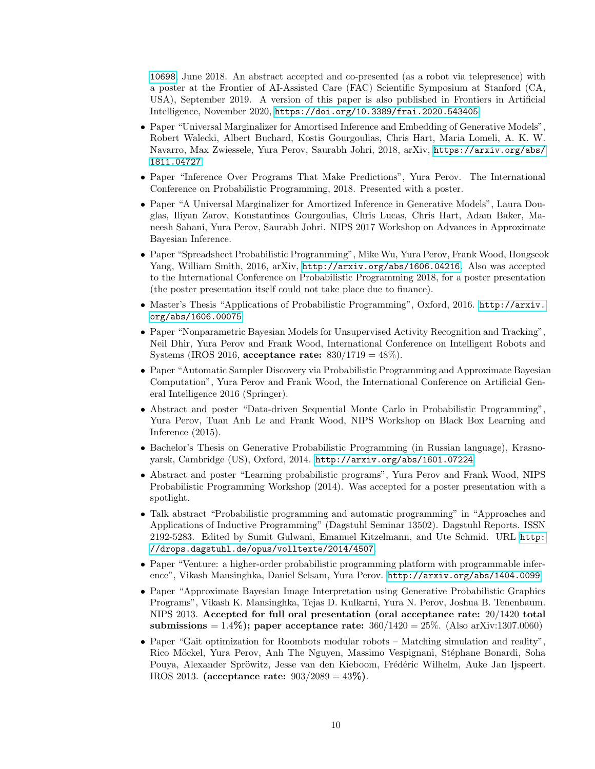10698, June 2018. An abstract accepted and co-presented (as a robot via telepresence) with a poster at the Frontier of AI-Assisted Care (FAC) Scientific Symposium at Stanford (CA, USA), September 2019. A version of this paper is also published in Frontiers in Artificial Intelligence, November 2020, https://doi.org/10.3389/frai.2020.543405.

- Paper "Universal Marginalizer for Amortised Inference and Embedding of Generative Models", Robert Walecki, Albert Buchard, Kostis Gourgoulias, Chris Hart, Maria Lomeli, A. K. W. Navarro, Max Zwiessele, Yura Perov, Saurabh Johri, 2018, arXiv, https://arxiv.org/abs/1811.04727.
- Paper "Inference Over Programs That Make Predictions", Yura Perov. The International Conference on Probabilistic Programming, 2018. Presented with a poster.
- Paper "A Universal Marginalizer for Amortized Inference in Generative Models", Laura Douglas, Iliyan Zarov, Konstantinos Gourgoulias, Chris Lucas, Chris Hart, Adam Baker, Maneesh Sahani, Yura Perov, Saurabh Johri. NIPS 2017 Workshop on Advances in Approximate Bayesian Inference.
- Paper "Spreadsheet Probabilistic Programming", Mike Wu, Yura Perov, Frank Wood, Hongseok Yang, William Smith, 2016, arXiv, http://arxiv.org/abs/1606.04216. Also was accepted to the International Conference on Probabilistic Programming 2018, for a poster presentation (the poster presentation itself could not take place due to finance).
- Master's Thesis "Applications of Probabilistic Programming", Oxford, 2016. http://arxiv.org/abs/1606.00075.
- Paper "Nonparametric Bayesian Models for Unsupervised Activity Recognition and Tracking", Neil Dhir, Yura Perov and Frank Wood, International Conference on Intelligent Robots and Systems (IROS 2016, **acceptance rate:** $830/1719 = 48\%$).
- Paper "Automatic Sampler Discovery via Probabilistic Programming and Approximate Bayesian Computation", Yura Perov and Frank Wood, the International Conference on Artificial General Intelligence 2016 (Springer).
- Abstract and poster "Data-driven Sequential Monte Carlo in Probabilistic Programming", Yura Perov, Tuan Anh Le and Frank Wood, NIPS Workshop on Black Box Learning and Inference (2015).
- Bachelor's Thesis on Generative Probabilistic Programming (in Russian language), Krasnoyarsk, Cambridge (US), Oxford, 2014. http://arxiv.org/abs/1601.07224.
- Abstract and poster "Learning probabilistic programs", Yura Perov and Frank Wood, NIPS Probabilistic Programming Workshop (2014). Was accepted for a poster presentation with a spotlight.
- Talk abstract "Probabilistic programming and automatic programming" in "Approaches and Applications of Inductive Programming" (Dagstuhl Seminar 13502). Dagstuhl Reports. ISSN 2192-5283. Edited by Sumit Gulwani, Emanuel Kitzelmann, and Ute Schmid. URL http://drops.dagstuhl.de/opus/volltexte/2014/4507.
- Paper "Venture: a higher-order probabilistic programming platform with programmable inference", Vikash Mansinghka, Daniel Selsam, Yura Perov. http://arxiv.org/abs/1404.0099.
- Paper "Approximate Bayesian Image Interpretation using Generative Probabilistic Graphics Programs", Vikash K. Mansinghka, Tejas D. Kulkarni, Yura N. Perov, Joshua B. Tenenbaum. NIPS 2013. **Accepted for full oral presentation (oral acceptance rate:** $20/1420$ **total submissions** $= 1.4\%$**); paper acceptance rate:** $360/1420 = 25\%$. (Also arXiv:1307.0060)
- Paper "Gait optimization for Roombots modular robots – Matching simulation and reality", Rico Möckel, Yura Perov, Anh The Nguyen, Massimo Vespignani, Stéphane Bonardi, Soha Pouya, Alexander Spröwitz, Jesse van den Kieboom, Frédéric Wilhelm, Auke Jan Ijspeert. IROS 2013. **(acceptance rate:** $903/2089 = 43\%$**).**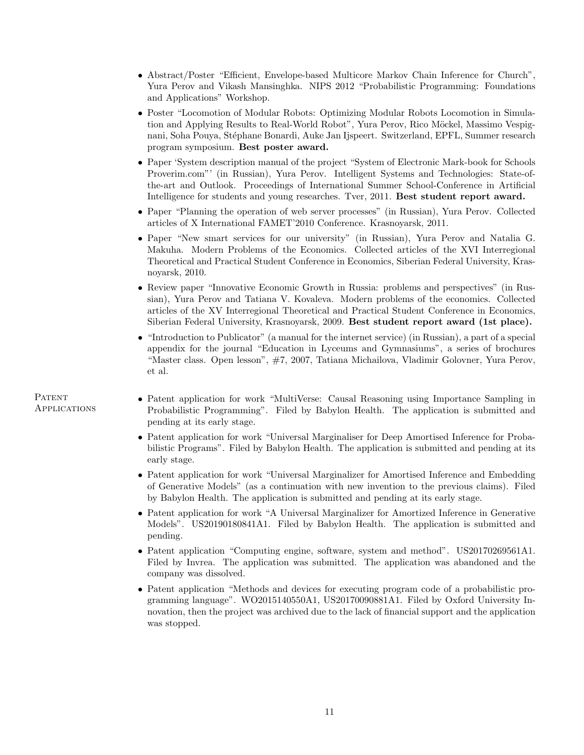- Abstract/Poster "Efficient, Envelope-based Multicore Markov Chain Inference for Church", Yura Perov and Vikash Mansinghka. NIPS 2012 "Probabilistic Programming: Foundations and Applications" Workshop.
- Poster "Locomotion of Modular Robots: Optimizing Modular Robots Locomotion in Simulation and Applying Results to Real-World Robot", Yura Perov, Rico Möckel, Massimo Vespignani, Soha Pouya, Stéphane Bonardi, Auke Jan Ijspeert. Switzerland, EPFL, Summer research program symposium. **Best poster award.**
- Paper 'System description manual of the project "System of Electronic Mark-book for Schools Proverim.com"' (in Russian), Yura Perov. Intelligent Systems and Technologies: State-of-the-art and Outlook. Proceedings of International Summer School-Conference in Artificial Intelligence for students and young researches. Tver, 2011. **Best student report award.**
- Paper "Planning the operation of web server processes" (in Russian), Yura Perov. Collected articles of X International FAMET'2010 Conference. Krasnoyarsk, 2011.
- Paper "New smart services for our university" (in Russian), Yura Perov and Natalia G. Makuha. Modern Problems of the Economics. Collected articles of the XVI Interregional Theoretical and Practical Student Conference in Economics, Siberian Federal University, Krasnoyarsk, 2010.
- Review paper "Innovative Economic Growth in Russia: problems and perspectives" (in Russian), Yura Perov and Tatiana V. Kovaleva. Modern problems of the economics. Collected articles of the XV Interregional Theoretical and Practical Student Conference in Economics, Siberian Federal University, Krasnoyarsk, 2009. **Best student report award (1st place).**
- "Introduction to Publicator" (a manual for the internet service) (in Russian), a part of a special appendix for the journal "Education in Lyceums and Gymnasiums", a series of brochures "Master class. Open lesson", #7, 2007, Tatiana Michailova, Vladimir Golovner, Yura Perov, et al.

## Patent Applications

- Patent application for work "MultiVerse: Causal Reasoning using Importance Sampling in Probabilistic Programming". Filed by Babylon Health. The application is submitted and pending at its early stage.
- Patent application for work "Universal Marginaliser for Deep Amortised Inference for Probabilistic Programs". Filed by Babylon Health. The application is submitted and pending at its early stage.
- Patent application for work "Universal Marginalizer for Amortised Inference and Embedding of Generative Models" (as a continuation with new invention to the previous claims). Filed by Babylon Health. The application is submitted and pending at its early stage.
- Patent application for work "A Universal Marginalizer for Amortized Inference in Generative Models". US20190180841A1. Filed by Babylon Health. The application is submitted and pending.
- Patent application "Computing engine, software, system and method". US20170269561A1. Filed by Invrea. The application was submitted. The application was abandoned and the company was dissolved.
- Patent application "Methods and devices for executing program code of a probabilistic programming language". WO2015140550A1, US20170090881A1. Filed by Oxford University Innovation, then the project was archived due to the lack of financial support and the application was stopped.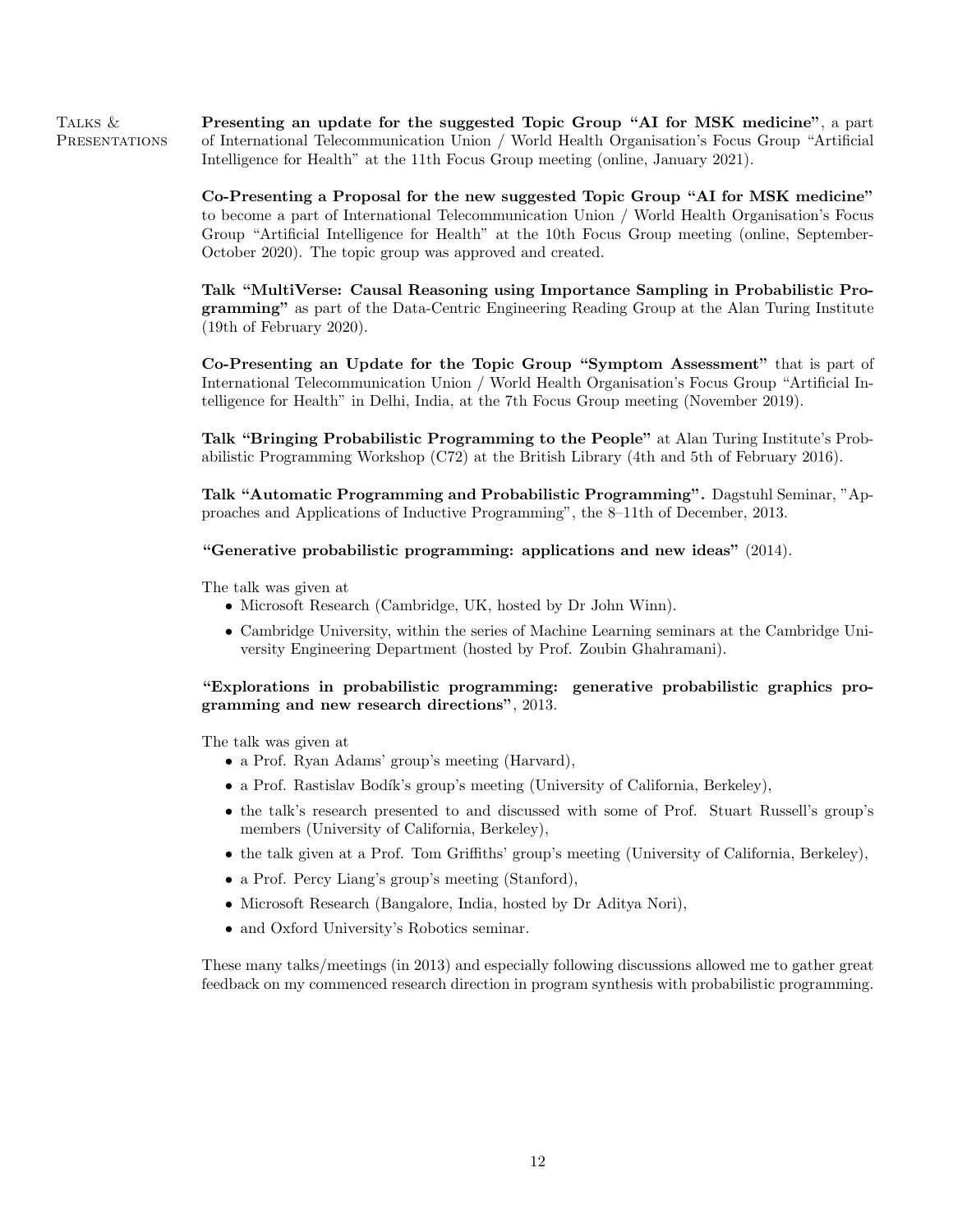## Talks & Presentations

**Presenting an update for the suggested Topic Group "AI for MSK medicine"**, a part of International Telecommunication Union / World Health Organisation's Focus Group "Artificial Intelligence for Health" at the 11th Focus Group meeting (online, January 2021).

**Co-Presenting a Proposal for the new suggested Topic Group "AI for MSK medicine"** to become a part of International Telecommunication Union / World Health Organisation's Focus Group "Artificial Intelligence for Health" at the 10th Focus Group meeting (online, September-October 2020). The topic group was approved and created.

**Talk "MultiVerse: Causal Reasoning using Importance Sampling in Probabilistic Programming"** as part of the Data-Centric Engineering Reading Group at the Alan Turing Institute (19th of February 2020).

**Co-Presenting an Update for the Topic Group "Symptom Assessment"** that is part of International Telecommunication Union / World Health Organisation's Focus Group "Artificial Intelligence for Health" in Delhi, India, at the 7th Focus Group meeting (November 2019).

**Talk "Bringing Probabilistic Programming to the People"** at Alan Turing Institute's Probabilistic Programming Workshop (C72) at the British Library (4th and 5th of February 2016).

**Talk "Automatic Programming and Probabilistic Programming".** Dagstuhl Seminar, "Approaches and Applications of Inductive Programming", the 8–11th of December, 2013.

**"Generative probabilistic programming: applications and new ideas"** (2014).

The talk was given at

- Microsoft Research (Cambridge, UK, hosted by Dr John Winn).
- Cambridge University, within the series of Machine Learning seminars at the Cambridge University Engineering Department (hosted by Prof. Zoubin Ghahramani).

**"Explorations in probabilistic programming: generative probabilistic graphics programming and new research directions"**, 2013.

The talk was given at

- a Prof. Ryan Adams' group's meeting (Harvard),
- a Prof. Rastislav Bodík's group's meeting (University of California, Berkeley),
- the talk's research presented to and discussed with some of Prof. Stuart Russell's group's members (University of California, Berkeley),
- the talk given at a Prof. Tom Griffiths' group's meeting (University of California, Berkeley),
- a Prof. Percy Liang's group's meeting (Stanford),
- Microsoft Research (Bangalore, India, hosted by Dr Aditya Nori),
- and Oxford University's Robotics seminar.

These many talks/meetings (in 2013) and especially following discussions allowed me to gather great feedback on my commenced research direction in program synthesis with probabilistic programming.